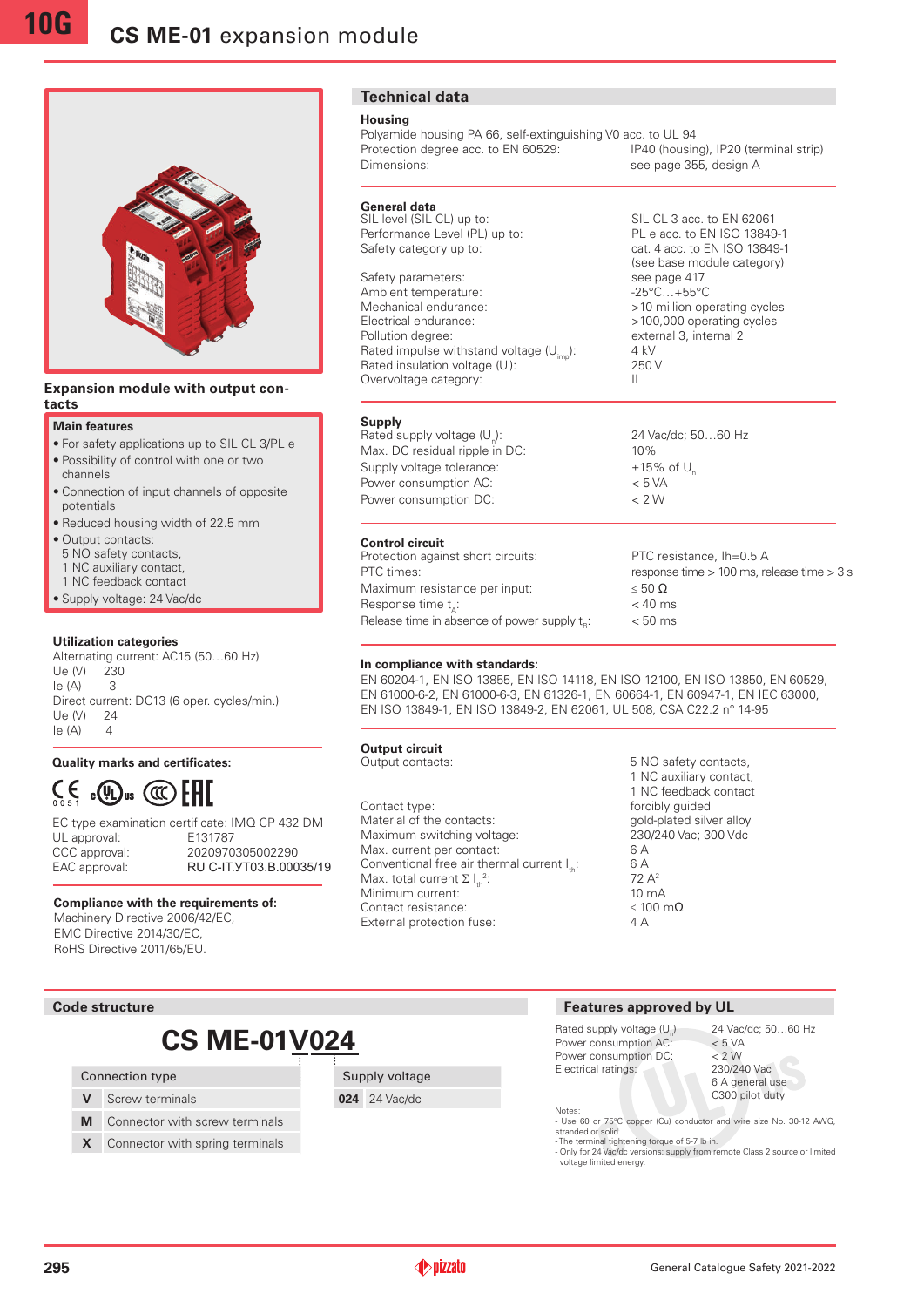# CS ME-01 expansion module

Expansion module with output contacts

### Main features

- For safety applications up to SIL CL 3/PL e
- Possibility of control with one or two channels
- Connection of input channels of opposite potentials
- Reduced housing width of 22.5 mm
- Output contacts:
  5 NO safety contacts,
  1 NC auxiliary contact,
  1 NC feedback contact
- Supply voltage: 24 Vac/dc

### Utilization categories

Alternating current: AC15 (50…60 Hz)
Ue (V) 230
Ie (A) 3
Direct current: DC13 (6 oper. cycles/min.)
Ue (V) 24
Ie (A) 4

### Quality marks and certificates:

EC type examination certificate: IMQ CP 432 DM
UL approval: E131787
CCC approval: 2020970305002290
EAC approval: RU C-IT.УТ03.В.00035/19

### Compliance with the requirements of:

Machinery Directive 2006/42/EC,
EMC Directive 2014/30/EC,
RoHS Directive 2011/65/EU.

## Technical data

### Housing

Polyamide housing PA 66, self-extinguishing V0 acc. to UL 94

| | |
|---|---|
| Protection degree acc. to EN 60529: | IP40 (housing), IP20 (terminal strip) |
| Dimensions: | see page 355, design A |

### General data

| | |
|---|---|
| SIL level (SIL CL) up to: | SIL CL 3 acc. to EN 62061 |
| Performance Level (PL) up to: | PL e acc. to EN ISO 13849-1 |
| Safety category up to: | cat. 4 acc. to EN ISO 13849-1 (see base module category) |
| Safety parameters: | see page 417 |
| Ambient temperature: | -25°C…+55°C |
| Mechanical endurance: | >10 million operating cycles |
| Electrical endurance: | >100,000 operating cycles |
| Pollution degree: | external 3, internal 2 |
| Rated impulse withstand voltage ($U_{imp}$): | 4 kV |
| Rated insulation voltage ($U_i$): | 250 V |
| Overvoltage category: | II |

### Supply

| | |
|---|---|
| Rated supply voltage ($U_n$): | 24 Vac/dc; 50…60 Hz |
| Max. DC residual ripple in DC: | 10% |
| Supply voltage tolerance: | ±15% of $U_n$ |
| Power consumption AC: | < 5 VA |
| Power consumption DC: | < 2 W |

### Control circuit

| | |
|---|---|
| Protection against short circuits: | PTC resistance, Ih=0.5 A |
| PTC times: | response time > 100 ms, release time > 3 s |
| Maximum resistance per input: | ≤ 50 Ω |
| Response time $t_A$: | < 40 ms |
| Release time in absence of power supply $t_R$: | < 50 ms |

### In compliance with standards:

EN 60204-1, EN ISO 13855, EN ISO 14118, EN ISO 12100, EN ISO 13850, EN 60529, EN 61000-6-2, EN 61000-6-3, EN 61326-1, EN 60664-1, EN 60947-1, EN IEC 63000, EN ISO 13849-1, EN ISO 13849-2, EN 62061, UL 508, CSA C22.2 n° 14-95

### Output circuit

| | |
|---|---|
| Output contacts: | 5 NO safety contacts, 1 NC auxiliary contact, 1 NC feedback contact |
| Contact type: | forcibly guided |
| Material of the contacts: | gold-plated silver alloy |
| Maximum switching voltage: | 230/240 Vac; 300 Vdc |
| Max. current per contact: | 6 A |
| Conventional free air thermal current $I_{th}$: | 6 A |
| Max. total current $\Sigma I_{th}^2$: | 72 $A^2$ |
| Minimum current: | 10 mA |
| Contact resistance: | ≤ 100 mΩ |
| External protection fuse: | 4 A |

## Code structure

**CS ME-01V024**

| Connection type | |
|---|---|
| **V** | Screw terminals |
| **M** | Connector with screw terminals |
| **X** | Connector with spring terminals |

| Supply voltage | |
|---|---|
| **024** | 24 Vac/dc |

## Features approved by UL

| | |
|---|---|
| Rated supply voltage ($U_n$): | 24 Vac/dc; 50…60 Hz |
| Power consumption AC: | < 5 VA |
| Power consumption DC: | < 2 W |
| Electrical ratings: | 230/240 Vac 6 A general use C300 pilot duty |

Notes:
- Use 60 or 75°C copper (Cu) conductor and wire size No. 30-12 AWG, stranded or solid.
- The terminal tightening torque of 5-7 lb in.
- Only for 24 Vac/dc versions: supply from remote Class 2 source or limited voltage limited energy.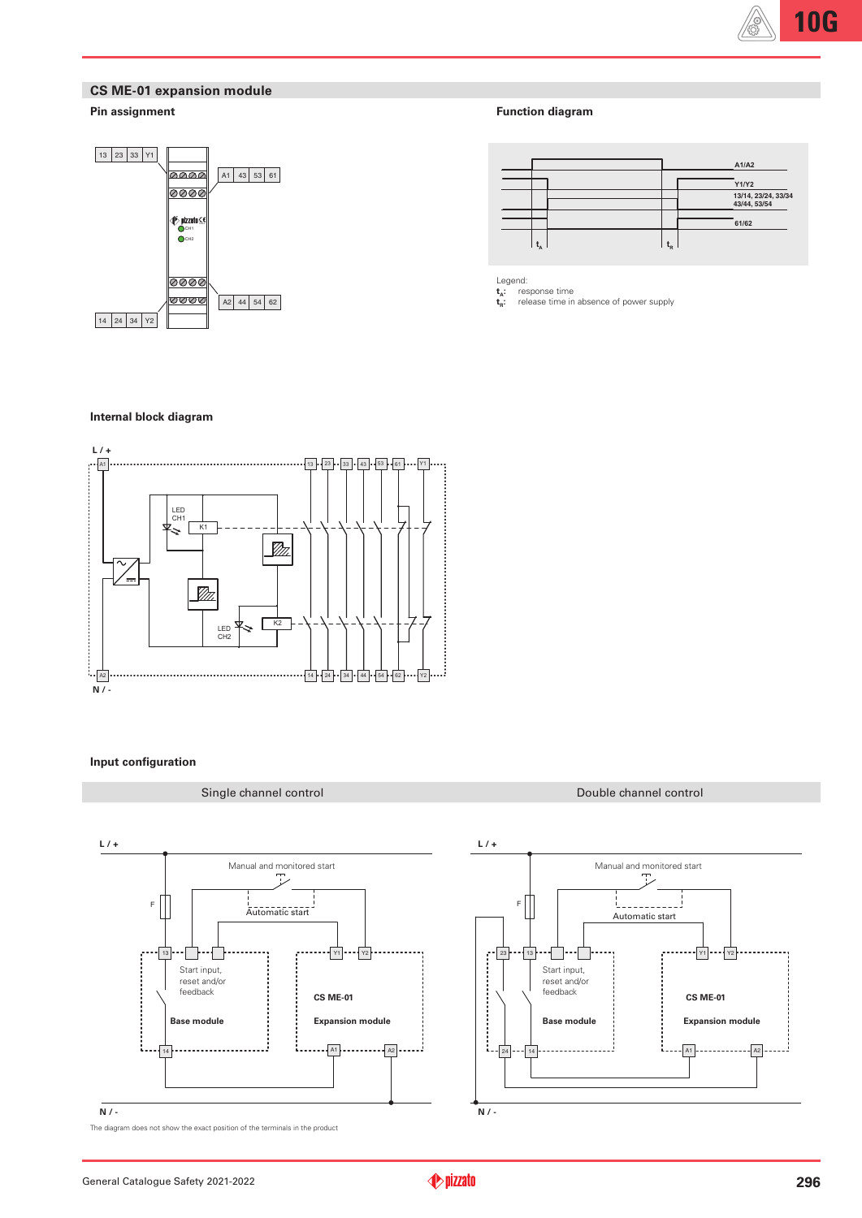## CS ME-01 expansion module

### Pin assignment

### Function diagram

Legend:
$t_A$: response time
$t_R$: release time in absence of power supply

### Internal block diagram

### Input configuration

| Single channel control | Double channel control |
|---|---|

The diagram does not show the exact position of the terminals in the product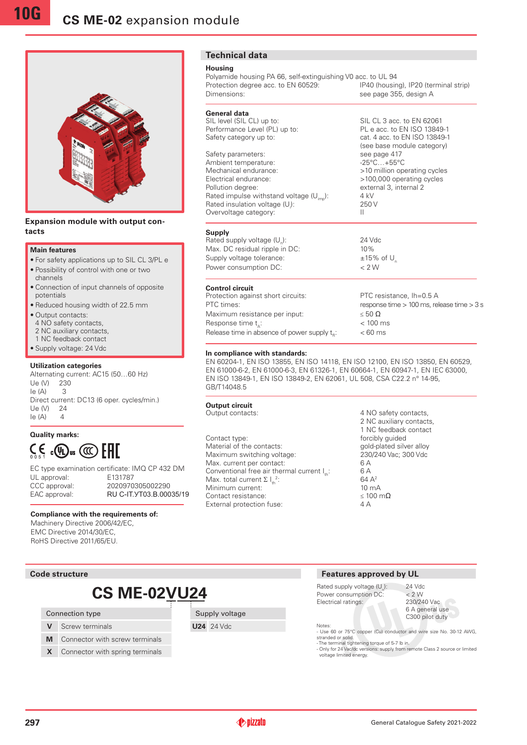# CS ME-02 expansion module

**Expansion module with output contacts**

### Main features

- For safety applications up to SIL CL 3/PL e
- Possibility of control with one or two channels
- Connection of input channels of opposite potentials
- Reduced housing width of 22.5 mm
- Output contacts:
  4 NO safety contacts,
  2 NC auxiliary contacts,
  1 NC feedback contact
- Supply voltage: 24 Vdc

### Utilization categories

Alternating current: AC15 (50…60 Hz)

| | |
|---|---|
| Ue (V) | 230 |
| Ie (A) | 3 |

Direct current: DC13 (6 oper. cycles/min.)

| | |
|---|---|
| Ue (V) | 24 |
| Ie (A) | 4 |

### Quality marks:

EC type examination certificate: IMQ CP 432 DM

| | |
|---|---|
| UL approval: | E131787 |
| CCC approval: | 2020970305002290 |
| EAC approval: | RU C-IT.УТ03.В.00035/19 |

### Compliance with the requirements of:

Machinery Directive 2006/42/EC,
EMC Directive 2014/30/EC,
RoHS Directive 2011/65/EU.

## Technical data

### Housing

Polyamide housing PA 66, self-extinguishing V0 acc. to UL 94

| | |
|---|---|
| Protection degree acc. to EN 60529: | IP40 (housing), IP20 (terminal strip) |
| Dimensions: | see page 355, design A |

### General data

| | |
|---|---|
| SIL level (SIL CL) up to: | SIL CL 3 acc. to EN 62061 |
| Performance Level (PL) up to: | PL e acc. to EN ISO 13849-1 |
| Safety category up to: | cat. 4 acc. to EN ISO 13849-1 (see base module category) |
| Safety parameters: | see page 417 |
| Ambient temperature: | -25°C…+55°C |
| Mechanical endurance: | >10 million operating cycles |
| Electrical endurance: | >100,000 operating cycles |
| Pollution degree: | external 3, internal 2 |
| Rated impulse withstand voltage ($U_{imp}$): | 4 kV |
| Rated insulation voltage ($U_i$): | 250 V |
| Overvoltage category: | II |

### Supply

| | |
|---|---|
| Rated supply voltage ($U_n$): | 24 Vdc |
| Max. DC residual ripple in DC: | 10% |
| Supply voltage tolerance: | ±15% of $U_n$ |
| Power consumption DC: | < 2 W |

### Control circuit

| | |
|---|---|
| Protection against short circuits: | PTC resistance, Ih=0.5 A |
| PTC times: | response time > 100 ms, release time > 3 s |
| Maximum resistance per input: | ≤ 50 Ω |
| Response time $t_A$: | < 100 ms |
| Release time in absence of power supply $t_R$: | < 60 ms |

### In compliance with standards:

EN 60204-1, EN ISO 13855, EN ISO 14118, EN ISO 12100, EN ISO 13850, EN 60529, EN 61000-6-2, EN 61000-6-3, EN 61326-1, EN 60664-1, EN 60947-1, EN IEC 63000, EN ISO 13849-1, EN ISO 13849-2, EN 62061, UL 508, CSA C22.2 n° 14-95, GB/T14048.5

### Output circuit

| | |
|---|---|
| Output contacts: | 4 NO safety contacts, 2 NC auxiliary contacts, 1 NC feedback contact |
| Contact type: | forcibly guided |
| Material of the contacts: | gold-plated silver alloy |
| Maximum switching voltage: | 230/240 Vac; 300 Vdc |
| Max. current per contact: | 6 A |
| Conventional free air thermal current $I_{th}$: | 6 A |
| Max. total current $\Sigma I_{th}^2$: | 64 $A^2$ |
| Minimum current: | 10 mA |
| Contact resistance: | ≤ 100 mΩ |
| External protection fuse: | 4 A |

## Code structure

**CS ME-02VU24**

| Connection type | |
|---|---|
| **V** | Screw terminals |
| **M** | Connector with screw terminals |
| **X** | Connector with spring terminals |

| Supply voltage | |
|---|---|
| **U24** | 24 Vdc |

## Features approved by UL

| | |
|---|---|
| Rated supply voltage ($U_n$): | 24 Vdc |
| Power consumption DC: | < 2 W |
| Electrical ratings: | 230/240 Vac, 6 A general use, C300 pilot duty |

Notes:
- Use 60 or 75°C copper (Cu) conductor and wire size No. 30-12 AWG, stranded or solid.
- The terminal tightening torque of 5-7 lb in.
- Only for 24 Vac/dc versions: supply from remote Class 2 source or limited voltage limited energy.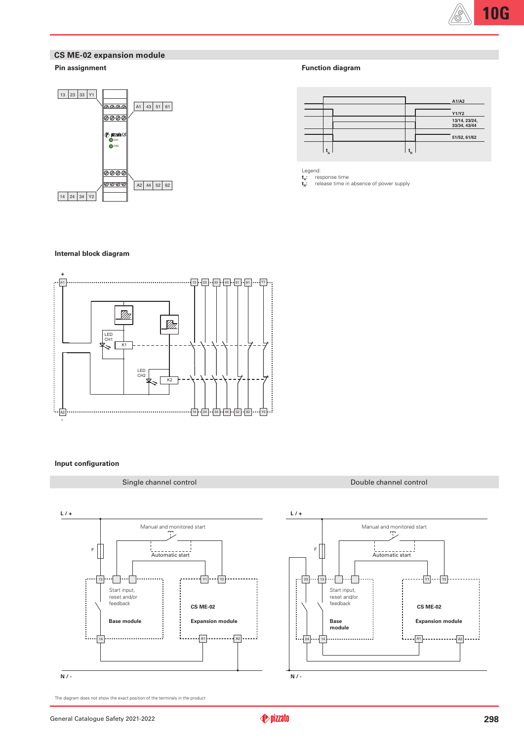## CS ME-02 expansion module

### Pin assignment

13 | 23 | 33 | Y1

A1 | 43 | 51 | 61

A2 | 44 | 52 | 62

14 | 24 | 34 | Y2

### Function diagram

A1/A2

Y1/Y2

13/14, 23/24, 33/34, 43/44

51/52, 61/62

Legend:
$t_A$: response time
$t_R$: release time in absence of power supply

### Internal block diagram

### Input configuration

| Single channel control | Double channel control |
| --- | --- |

L / +

Manual and monitored start

Automatic start

F

Start input, reset and/or feedback

Base module

CS ME-02

Expansion module

N / -

The diagram does not show the exact position of the terminals in the product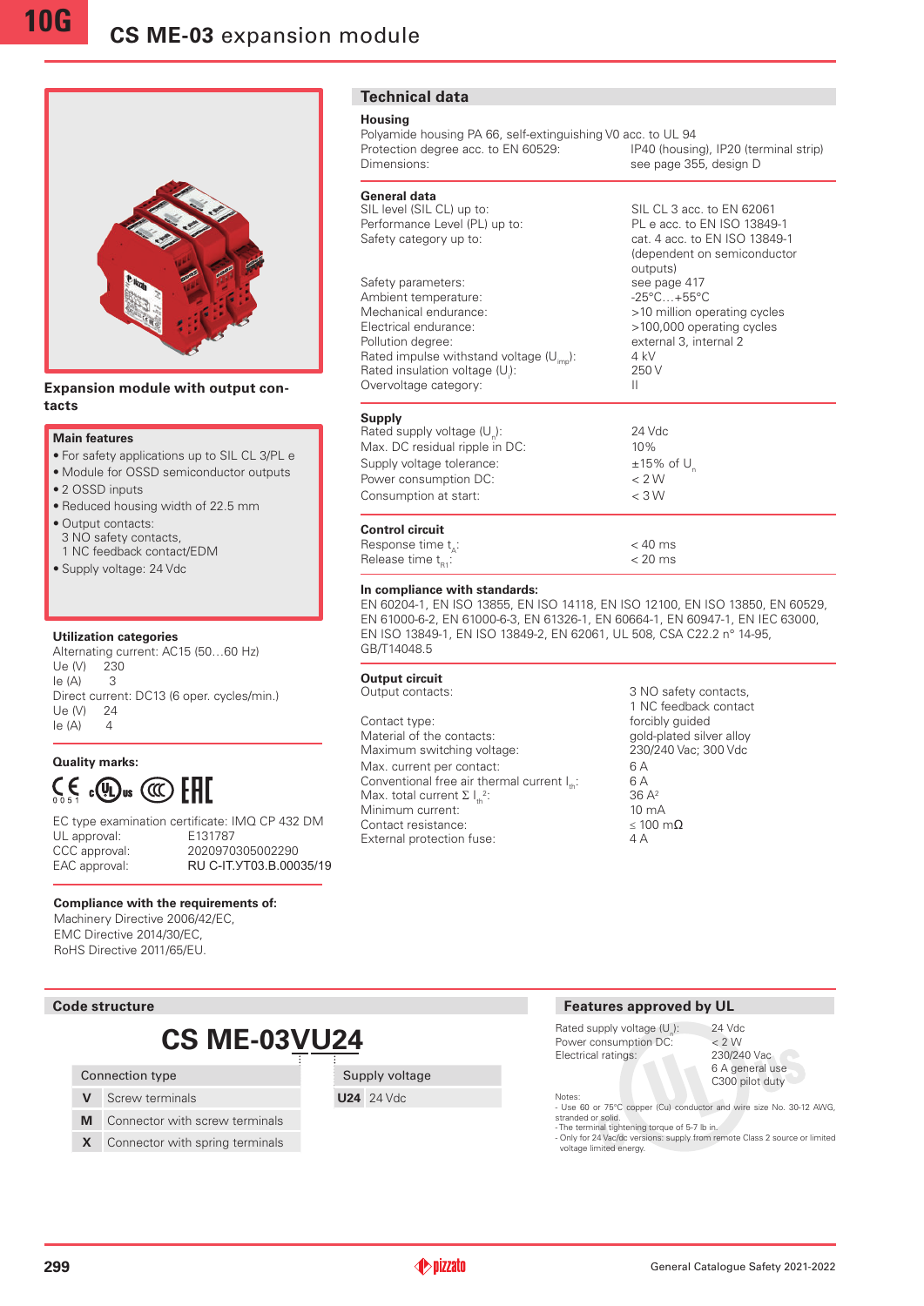# CS ME-03 expansion module

**Expansion module with output contacts**

### Main features

- For safety applications up to SIL CL 3/PL e
- Module for OSSD semiconductor outputs
- 2 OSSD inputs
- Reduced housing width of 22.5 mm
- Output contacts:
  3 NO safety contacts,
  1 NC feedback contact/EDM
- Supply voltage: 24 Vdc

### Utilization categories

Alternating current: AC15 (50…60 Hz)

| Ue (V) | 230 |
|---|---|
| Ie (A) | 3 |

Direct current: DC13 (6 oper. cycles/min.)

| Ue (V) | 24 |
|---|---|
| Ie (A) | 4 |

### Quality marks:

EC type examination certificate: IMQ CP 432 DM

| | |
|---|---|
| UL approval: | E131787 |
| CCC approval: | 2020970305002290 |
| EAC approval: | RU C-IT.УТ03.В.00035/19 |

### Compliance with the requirements of:

Machinery Directive 2006/42/EC,
EMC Directive 2014/30/EC,
RoHS Directive 2011/65/EU.

## Technical data

### Housing

Polyamide housing PA 66, self-extinguishing V0 acc. to UL 94

| | |
|---|---|
| Protection degree acc. to EN 60529: | IP40 (housing), IP20 (terminal strip) |
| Dimensions: | see page 355, design D |

### General data

| | |
|---|---|
| SIL level (SIL CL) up to: | SIL CL 3 acc. to EN 62061 |
| Performance Level (PL) up to: | PL e acc. to EN ISO 13849-1 |
| Safety category up to: | cat. 4 acc. to EN ISO 13849-1 (dependent on semiconductor outputs) |
| Safety parameters: | see page 417 |
| Ambient temperature: | -25°C…+55°C |
| Mechanical endurance: | >10 million operating cycles |
| Electrical endurance: | >100,000 operating cycles |
| Pollution degree: | external 3, internal 2 |
| Rated impulse withstand voltage ($U_{imp}$): | 4 kV |
| Rated insulation voltage ($U_i$): | 250 V |
| Overvoltage category: | II |

### Supply

| | |
|---|---|
| Rated supply voltage ($U_n$): | 24 Vdc |
| Max. DC residual ripple in DC: | 10% |
| Supply voltage tolerance: | ±15% of $U_n$ |
| Power consumption DC: | < 2 W |
| Consumption at start: | < 3 W |

### Control circuit

| | |
|---|---|
| Response time $t_A$: | < 40 ms |
| Release time $t_{R1}$: | < 20 ms |

### In compliance with standards:

EN 60204-1, EN ISO 13855, EN ISO 14118, EN ISO 12100, EN ISO 13850, EN 60529, EN 61000-6-2, EN 61000-6-3, EN 61326-1, EN 60664-1, EN 60947-1, EN IEC 63000, EN ISO 13849-1, EN ISO 13849-2, EN 62061, UL 508, CSA C22.2 n° 14-95, GB/T14048.5

### Output circuit

| | |
|---|---|
| Output contacts: | 3 NO safety contacts, 1 NC feedback contact |
| Contact type: | forcibly guided |
| Material of the contacts: | gold-plated silver alloy |
| Maximum switching voltage: | 230/240 Vac; 300 Vdc |
| Max. current per contact: | 6 A |
| Conventional free air thermal current $I_{th}$: | 6 A |
| Max. total current $\Sigma I_{th}^2$: | 36 A² |
| Minimum current: | 10 mA |
| Contact resistance: | ≤ 100 mΩ |
| External protection fuse: | 4 A |

## Code structure

**CS ME-03VU24**

| Connection type | |
|---|---|
| **V** | Screw terminals |
| **M** | Connector with screw terminals |
| **X** | Connector with spring terminals |

| Supply voltage | |
|---|---|
| **U24** | 24 Vdc |

## Features approved by UL

| | |
|---|---|
| Rated supply voltage ($U_n$): | 24 Vdc |
| Power consumption DC: | < 2 W |
| Electrical ratings: | 230/240 Vac<br>6 A general use<br>C300 pilot duty |

Notes:
- Use 60 or 75°C copper (Cu) conductor and wire size No. 30-12 AWG, stranded or solid.
- The terminal tightening torque of 5-7 lb in.
- Only for 24 Vac/dc versions: supply from remote Class 2 source or limited voltage limited energy.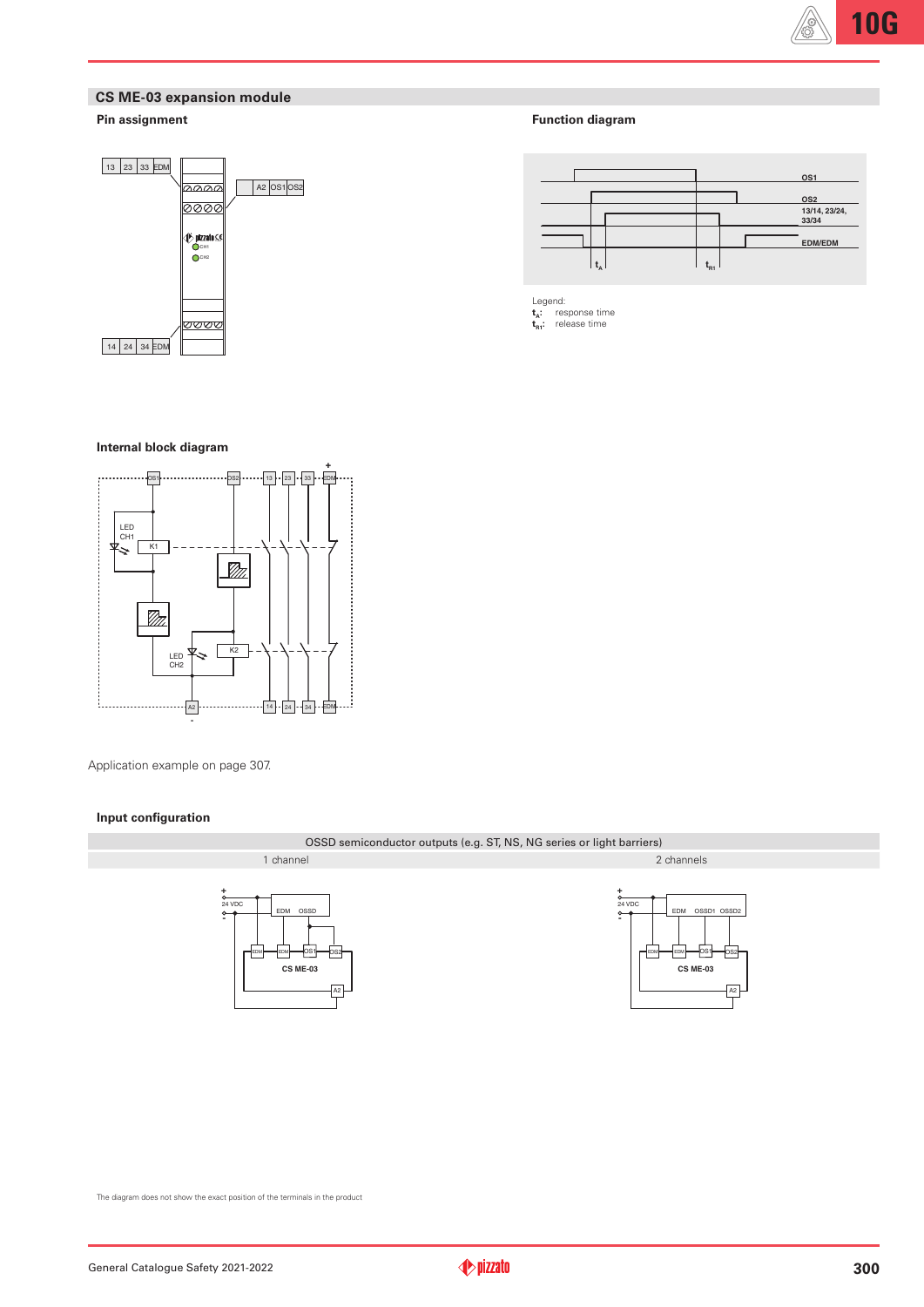## CS ME-03 expansion module

### Pin assignment

### Function diagram

Legend:
$t_A$: response time
$t_{R1}$: release time

### Internal block diagram

Application example on page 307.

### Input configuration

| OSSD semiconductor outputs (e.g. ST, NS, NG series or light barriers) | |
|---|---|
| 1 channel | 2 channels |

The diagram does not show the exact position of the terminals in the product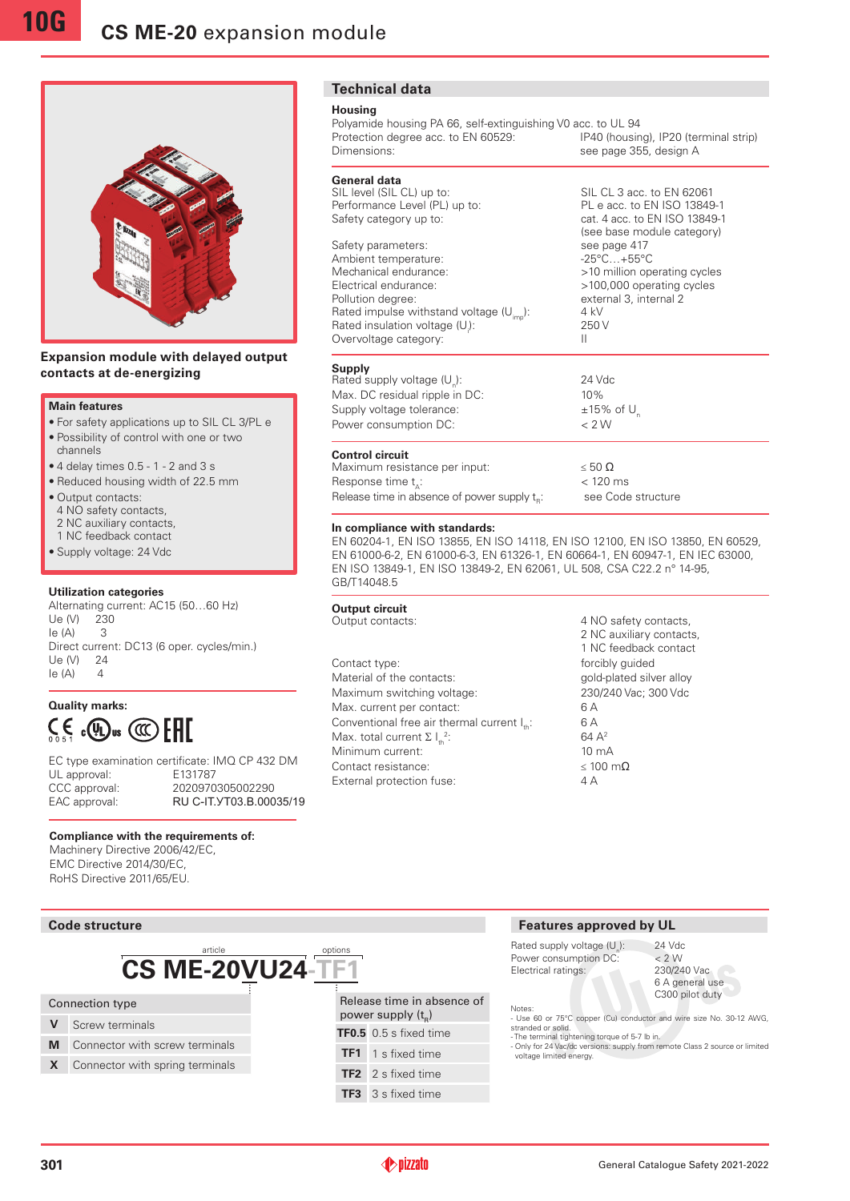# CS ME-20 expansion module

**Expansion module with delayed output contacts at de-energizing**

### Main features

- For safety applications up to SIL CL 3/PL e
- Possibility of control with one or two channels
- 4 delay times 0.5 - 1 - 2 and 3 s
- Reduced housing width of 22.5 mm
- Output contacts:
  4 NO safety contacts,
  2 NC auxiliary contacts,
  1 NC feedback contact
- Supply voltage: 24 Vdc

### Utilization categories

Alternating current: AC15 (50…60 Hz)

| Ue (V) | 230 |
|---|---|
| Ie (A) | 3 |

Direct current: DC13 (6 oper. cycles/min.)

| Ue (V) | 24 |
|---|---|
| Ie (A) | 4 |

### Quality marks:

EC type examination certificate: IMQ CP 432 DM

| | |
|---|---|
| UL approval: | E131787 |
| CCC approval: | 2020970305002290 |
| EAC approval: | RU C-IT.УТ03.В.00035/19 |

### Compliance with the requirements of:

Machinery Directive 2006/42/EC,
EMC Directive 2014/30/EC,
RoHS Directive 2011/65/EU.

## Technical data

### Housing

Polyamide housing PA 66, self-extinguishing V0 acc. to UL 94

| | |
|---|---|
| Protection degree acc. to EN 60529: | IP40 (housing), IP20 (terminal strip) |
| Dimensions: | see page 355, design A |

### General data

| | |
|---|---|
| SIL level (SIL CL) up to: | SIL CL 3 acc. to EN 62061 |
| Performance Level (PL) up to: | PL e acc. to EN ISO 13849-1 |
| Safety category up to: | cat. 4 acc. to EN ISO 13849-1 (see base module category) |
| Safety parameters: | see page 417 |
| Ambient temperature: | -25°C…+55°C |
| Mechanical endurance: | >10 million operating cycles |
| Electrical endurance: | >100,000 operating cycles |
| Pollution degree: | external 3, internal 2 |
| Rated impulse withstand voltage ($U_{imp}$): | 4 kV |
| Rated insulation voltage ($U_i$): | 250 V |
| Overvoltage category: | II |

### Supply

| | |
|---|---|
| Rated supply voltage ($U_n$): | 24 Vdc |
| Max. DC residual ripple in DC: | 10% |
| Supply voltage tolerance: | ±15% of $U_n$ |
| Power consumption DC: | < 2 W |

### Control circuit

| | |
|---|---|
| Maximum resistance per input: | ≤ 50 Ω |
| Response time $t_A$: | < 120 ms |
| Release time in absence of power supply $t_R$: | see Code structure |

### In compliance with standards:

EN 60204-1, EN ISO 13855, EN ISO 14118, EN ISO 12100, EN ISO 13850, EN 60529, EN 61000-6-2, EN 61000-6-3, EN 61326-1, EN 60664-1, EN 60947-1, EN IEC 63000, EN ISO 13849-1, EN ISO 13849-2, EN 62061, UL 508, CSA C22.2 n° 14-95, GB/T14048.5

### Output circuit

| | |
|---|---|
| Output contacts: | 4 NO safety contacts, 2 NC auxiliary contacts, 1 NC feedback contact |
| Contact type: | forcibly guided |
| Material of the contacts: | gold-plated silver alloy |
| Maximum switching voltage: | 230/240 Vac; 300 Vdc |
| Max. current per contact: | 6 A |
| Conventional free air thermal current $I_{th}$: | 6 A |
| Max. total current $\Sigma I_{th}^2$: | 64 A² |
| Minimum current: | 10 mA |
| Contact resistance: | ≤ 100 mΩ |
| External protection fuse: | 4 A |

## Code structure

article: **CS ME-20VU24** options: **-TF1**

| Connection type | |
|---|---|
| **V** | Screw terminals |
| **M** | Connector with screw terminals |
| **X** | Connector with spring terminals |

| Release time in absence of power supply ($t_R$) | |
|---|---|
| **TF0.5** | 0.5 s fixed time |
| **TF1** | 1 s fixed time |
| **TF2** | 2 s fixed time |
| **TF3** | 3 s fixed time |

## Features approved by UL

| | |
|---|---|
| Rated supply voltage ($U_n$): | 24 Vdc |
| Power consumption DC: | < 2 W |
| Electrical ratings: | 230/240 Vac, 6 A general use, C300 pilot duty |

Notes:
- Use 60 or 75°C copper (Cu) conductor and wire size No. 30-12 AWG, stranded or solid.
- The terminal tightening torque of 5-7 lb in.
- Only for 24 Vac/dc versions: supply from remote Class 2 source or limited voltage limited energy.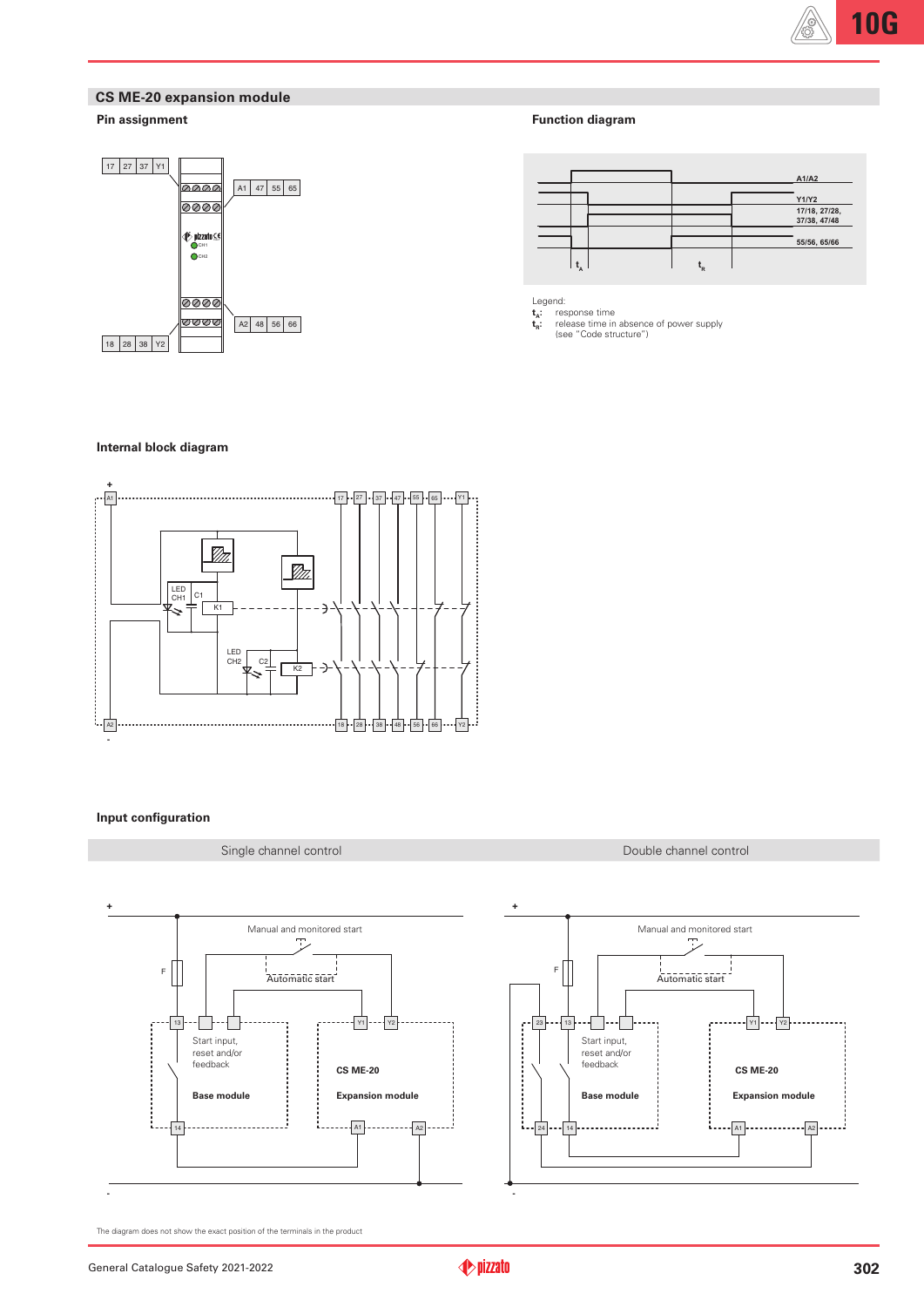## CS ME-20 expansion module

### Pin assignment

### Function diagram

Legend:
$t_A$: response time
$t_R$: release time in absence of power supply (see "Code structure")

### Internal block diagram

### Input configuration

| Single channel control | Double channel control |
|---|---|

The diagram does not show the exact position of the terminals in the product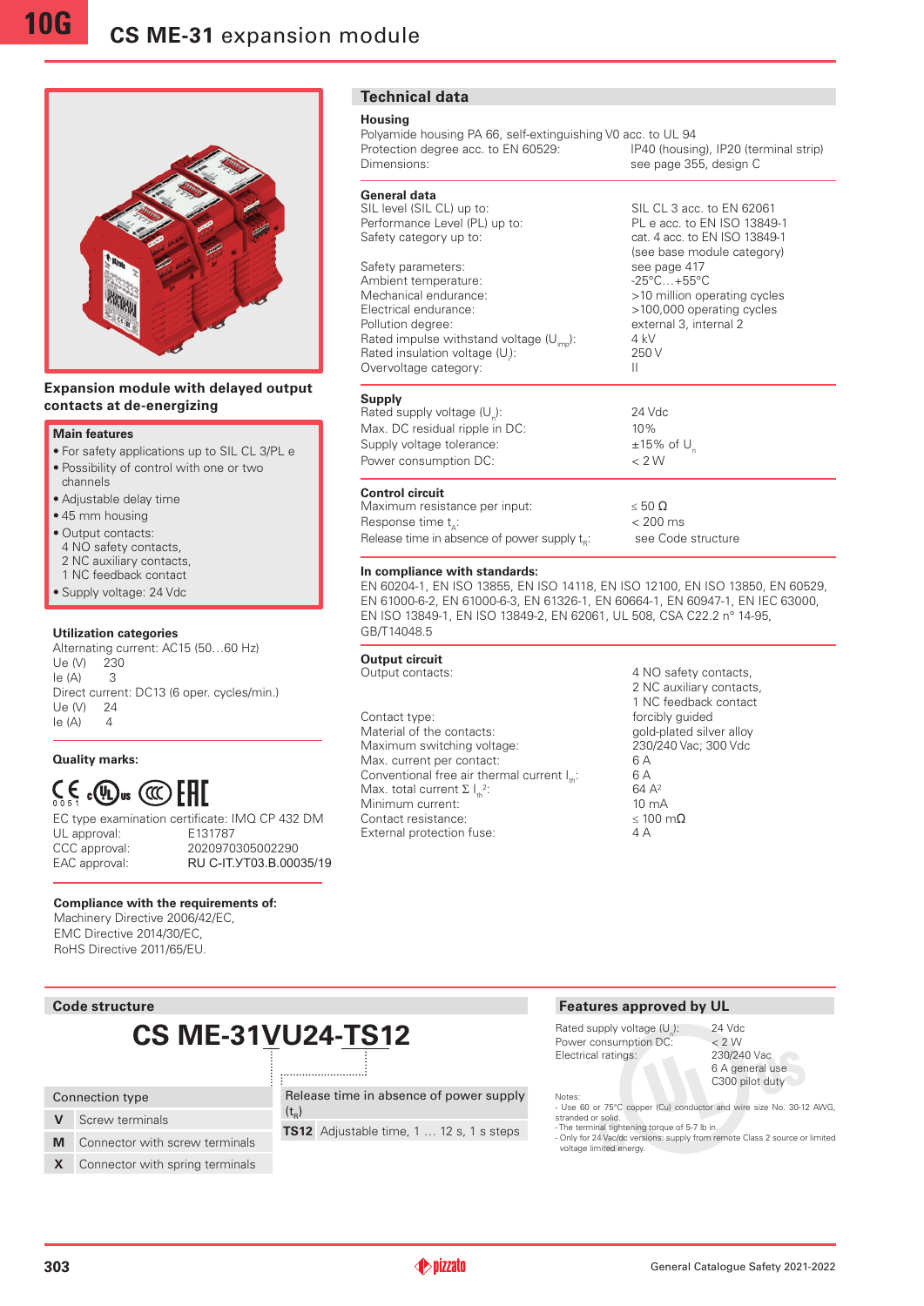# CS ME-31 expansion module

**Expansion module with delayed output contacts at de-energizing**

**Main features**
- For safety applications up to SIL CL 3/PL e
- Possibility of control with one or two channels
- Adjustable delay time
- 45 mm housing
- Output contacts:
  4 NO safety contacts,
  2 NC auxiliary contacts,
  1 NC feedback contact
- Supply voltage: 24 Vdc

**Utilization categories**

Alternating current: AC15 (50…60 Hz)

| Ue (V) | 230 |
|---|---|
| Ie (A) | 3 |

Direct current: DC13 (6 oper. cycles/min.)

| Ue (V) | 24 |
|---|---|
| Ie (A) | 4 |

**Quality marks:**

EC type examination certificate: IMQ CP 432 DM

| | |
|---|---|
| UL approval: | E131787 |
| CCC approval: | 2020970305002290 |
| EAC approval: | RU C-IT.УТ03.B.00035/19 |

**Compliance with the requirements of:**
Machinery Directive 2006/42/EC,
EMC Directive 2014/30/EC,
RoHS Directive 2011/65/EU.

## Technical data

**Housing**
Polyamide housing PA 66, self-extinguishing V0 acc. to UL 94

| | |
|---|---|
| Protection degree acc. to EN 60529: | IP40 (housing), IP20 (terminal strip) |
| Dimensions: | see page 355, design C |

**General data**

| | |
|---|---|
| SIL level (SIL CL) up to: | SIL CL 3 acc. to EN 62061 |
| Performance Level (PL) up to: | PL e acc. to EN ISO 13849-1 |
| Safety category up to: | cat. 4 acc. to EN ISO 13849-1 (see base module category) |
| Safety parameters: | see page 417 |
| Ambient temperature: | -25°C…+55°C |
| Mechanical endurance: | >10 million operating cycles |
| Electrical endurance: | >100,000 operating cycles |
| Pollution degree: | external 3, internal 2 |
| Rated impulse withstand voltage ($U_{imp}$): | 4 kV |
| Rated insulation voltage ($U_i$): | 250 V |
| Overvoltage category: | II |

**Supply**

| | |
|---|---|
| Rated supply voltage ($U_n$): | 24 Vdc |
| Max. DC residual ripple in DC: | 10% |
| Supply voltage tolerance: | ±15% of $U_n$ |
| Power consumption DC: | < 2 W |

**Control circuit**

| | |
|---|---|
| Maximum resistance per input: | ≤ 50 Ω |
| Response time $t_A$: | < 200 ms |
| Release time in absence of power supply $t_R$: | see Code structure |

**In compliance with standards:**
EN 60204-1, EN ISO 13855, EN ISO 14118, EN ISO 12100, EN ISO 13850, EN 60529, EN 61000-6-2, EN 61000-6-3, EN 61326-1, EN 60664-1, EN 60947-1, EN IEC 63000, EN ISO 13849-1, EN ISO 13849-2, EN 62061, UL 508, CSA C22.2 n° 14-95, GB/T14048.5

**Output circuit**

| | |
|---|---|
| Output contacts: | 4 NO safety contacts, 2 NC auxiliary contacts, 1 NC feedback contact |
| Contact type: | forcibly guided |
| Material of the contacts: | gold-plated silver alloy |
| Maximum switching voltage: | 230/240 Vac; 300 Vdc |
| Max. current per contact: | 6 A |
| Conventional free air thermal current $I_{th}$: | 6 A |
| Max. total current $\Sigma I_{th}^2$: | 64 A² |
| Minimum current: | 10 mA |
| Contact resistance: | ≤ 100 mΩ |
| External protection fuse: | 4 A |

## Code structure

**CS ME-31VU24-TS12**

| Connection type | |
|---|---|
| V | Screw terminals |
| M | Connector with screw terminals |
| X | Connector with spring terminals |

| Release time in absence of power supply ($t_R$) | |
|---|---|
| TS12 | Adjustable time, 1 … 12 s, 1 s steps |

## Features approved by UL

| | |
|---|---|
| Rated supply voltage ($U_n$): | 24 Vdc |
| Power consumption DC: | < 2 W |
| Electrical ratings: | 230/240 Vac<br>6 A general use<br>C300 pilot duty |

Notes:
- Use 60 or 75°C copper (Cu) conductor and wire size No. 30-12 AWG, stranded or solid.
- The terminal tightening torque of 5-7 lb in.
- Only for 24 Vac/dc versions: supply from remote Class 2 source or limited voltage limited energy.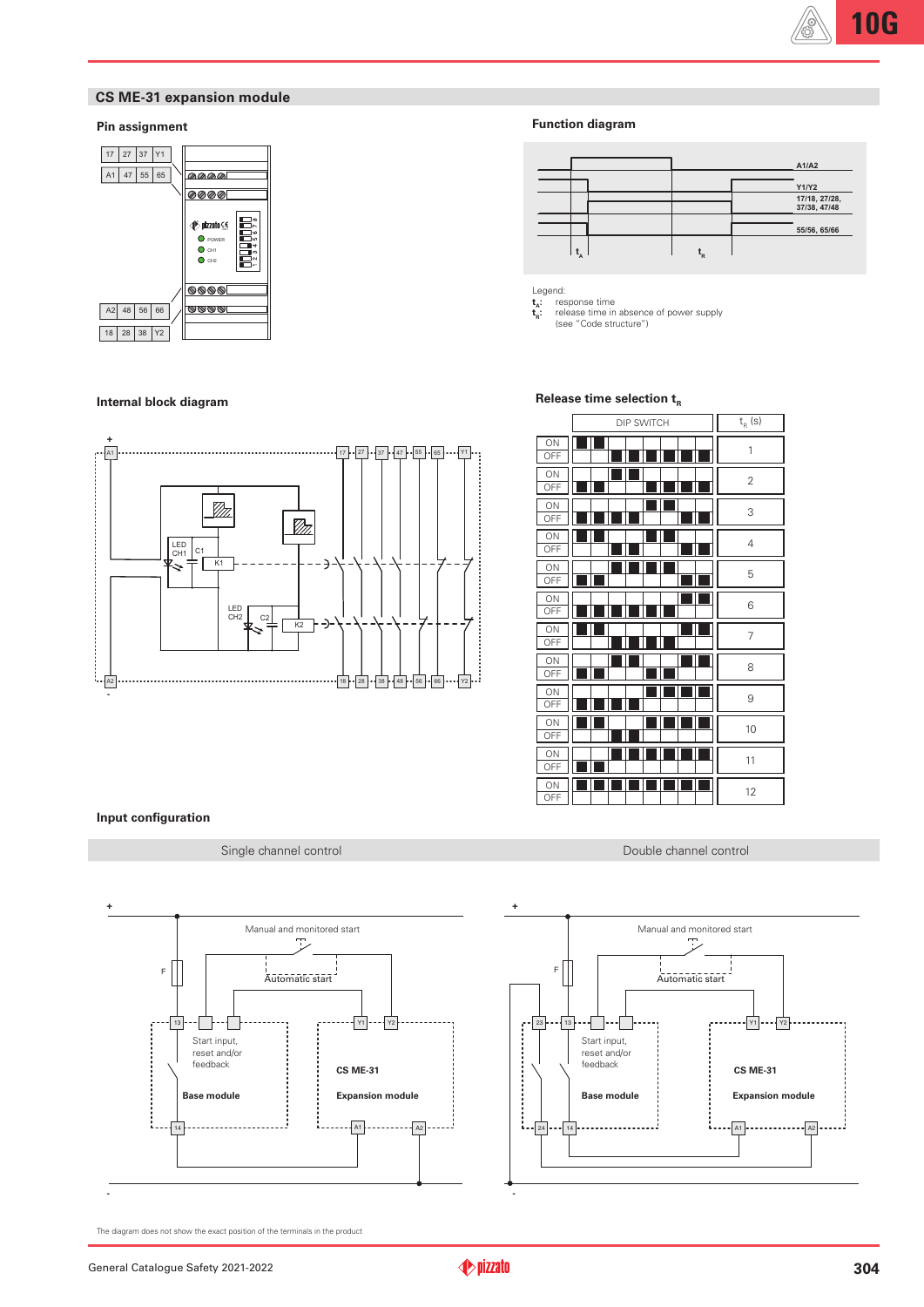## CS ME-31 expansion module

### Pin assignment

17 27 37 Y1

A1 47 55 65

A2 48 56 66

18 28 38 Y2

### Function diagram

A1/A2

Y1/Y2

17/18, 27/28, 37/38, 47/48

55/56, 65/66

$t_A$ $t_R$

Legend:

$t_A$: response time

$t_R$: release time in absence of power supply (see "Code structure")

### Internal block diagram

+ A1 17 27 37 47 55 65 Y1

LED CH1 C1 K1

LED CH2 C2 K2

- A2 18 28 38 48 56 66 Y2

### Release time selection $t_R$

| DIP SWITCH | $t_R$ (s) |
|---|---|
| ON/OFF | 1 |
| ON/OFF | 2 |
| ON/OFF | 3 |
| ON/OFF | 4 |
| ON/OFF | 5 |
| ON/OFF | 6 |
| ON/OFF | 7 |
| ON/OFF | 8 |
| ON/OFF | 9 |
| ON/OFF | 10 |
| ON/OFF | 11 |
| ON/OFF | 12 |

### Input configuration

| Single channel control | Double channel control |
|---|---|

Single channel control:

+ Manual and monitored start, Automatic start, F, 13, Y1, Y2, Start input, reset and/or feedback, Base module, CS ME-31 Expansion module, 14, A1, A2, -

Double channel control:

+ Manual and monitored start, Automatic start, F, 23, 13, Y1, Y2, Start input, reset and/or feedback, Base module, CS ME-31 Expansion module, 24, 14, A1, A2, -

The diagram does not show the exact position of the terminals in the product